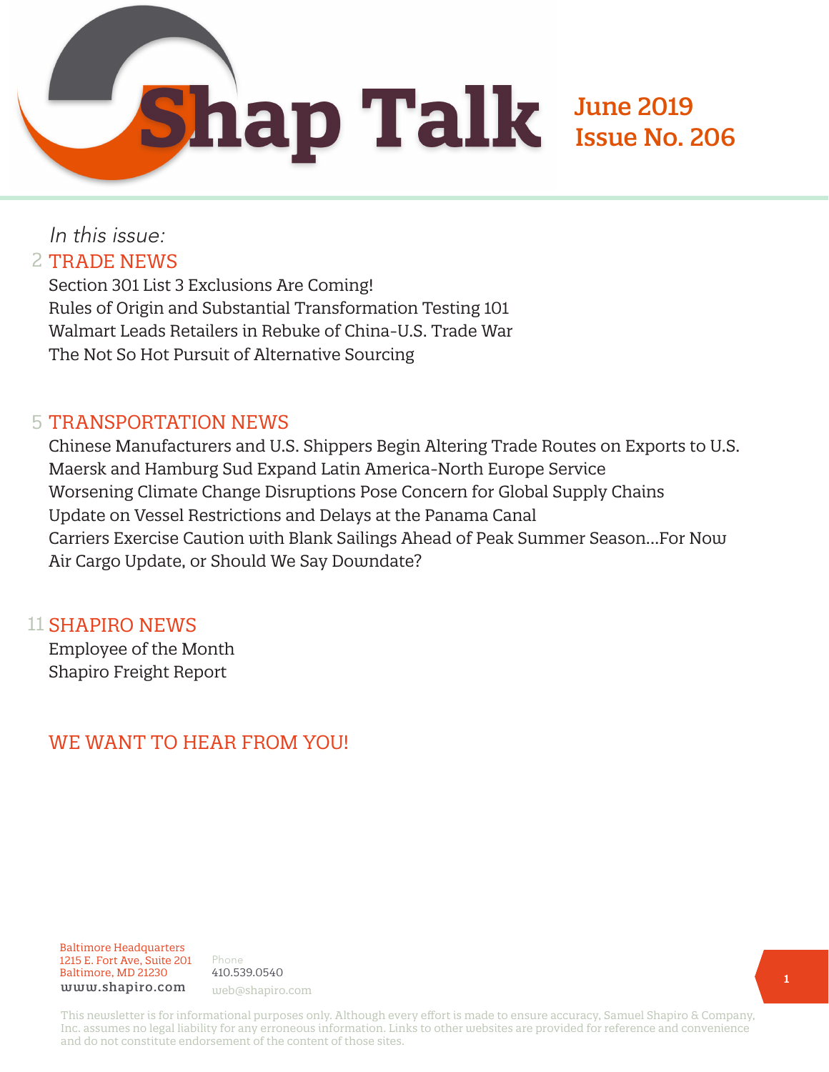# Shap Talk

**June 2019**
**Issue No. 206**

*In this issue:*

## 2 TRADE NEWS

Section 301 List 3 Exclusions Are Coming!
Rules of Origin and Substantial Transformation Testing 101
Walmart Leads Retailers in Rebuke of China-U.S. Trade War
The Not So Hot Pursuit of Alternative Sourcing

## 5 TRANSPORTATION NEWS

Chinese Manufacturers and U.S. Shippers Begin Altering Trade Routes on Exports to U.S.
Maersk and Hamburg Sud Expand Latin America-North Europe Service
Worsening Climate Change Disruptions Pose Concern for Global Supply Chains
Update on Vessel Restrictions and Delays at the Panama Canal
Carriers Exercise Caution with Blank Sailings Ahead of Peak Summer Season...For Now
Air Cargo Update, or Should We Say Downdate?

## 11 SHAPIRO NEWS

Employee of the Month
Shapiro Freight Report

## WE WANT TO HEAR FROM YOU!

Baltimore Headquarters
1215 E. Fort Ave, Suite 201
Baltimore, MD 21230
www.shapiro.com

Phone
410.539.0540
web@shapiro.com

This newsletter is for informational purposes only. Although every effort is made to ensure accuracy, Samuel Shapiro & Company, Inc. assumes no legal liability for any erroneous information. Links to other websites are provided for reference and convenience and do not constitute endorsement of the content of those sites.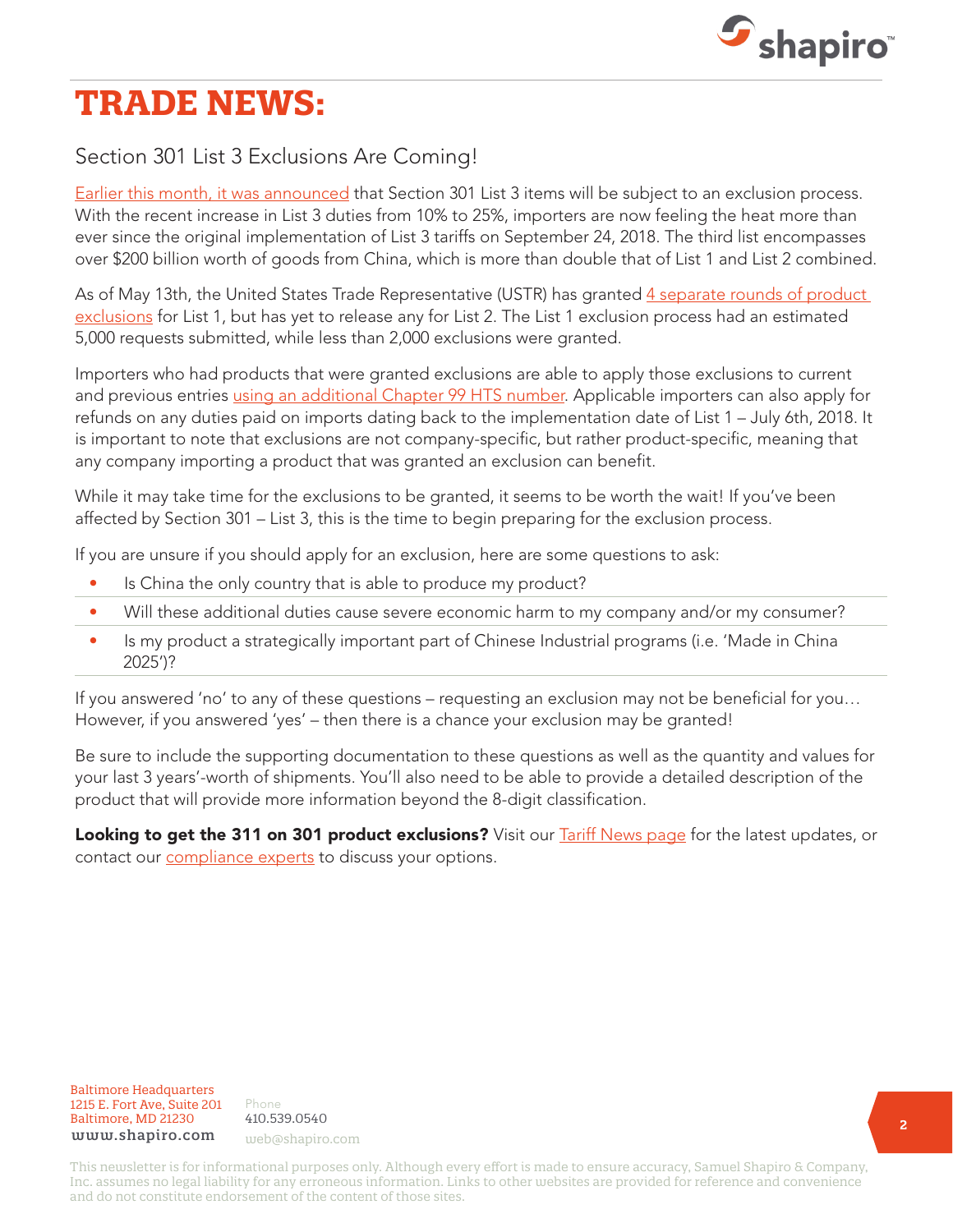# TRADE NEWS:

## Section 301 List 3 Exclusions Are Coming!

Earlier this month, it was announced that Section 301 List 3 items will be subject to an exclusion process. With the recent increase in List 3 duties from 10% to 25%, importers are now feeling the heat more than ever since the original implementation of List 3 tariffs on September 24, 2018. The third list encompasses over $200 billion worth of goods from China, which is more than double that of List 1 and List 2 combined.

As of May 13th, the United States Trade Representative (USTR) has granted 4 separate rounds of product exclusions for List 1, but has yet to release any for List 2. The List 1 exclusion process had an estimated 5,000 requests submitted, while less than 2,000 exclusions were granted.

Importers who had products that were granted exclusions are able to apply those exclusions to current and previous entries using an additional Chapter 99 HTS number. Applicable importers can also apply for refunds on any duties paid on imports dating back to the implementation date of List 1 – July 6th, 2018. It is important to note that exclusions are not company-specific, but rather product-specific, meaning that any company importing a product that was granted an exclusion can benefit.

While it may take time for the exclusions to be granted, it seems to be worth the wait! If you've been affected by Section 301 – List 3, this is the time to begin preparing for the exclusion process.

If you are unsure if you should apply for an exclusion, here are some questions to ask:

- Is China the only country that is able to produce my product?
- Will these additional duties cause severe economic harm to my company and/or my consumer?
- Is my product a strategically important part of Chinese Industrial programs (i.e. 'Made in China 2025')?

If you answered 'no' to any of these questions – requesting an exclusion may not be beneficial for you… However, if you answered 'yes' – then there is a chance your exclusion may be granted!

Be sure to include the supporting documentation to these questions as well as the quantity and values for your last 3 years'-worth of shipments. You'll also need to be able to provide a detailed description of the product that will provide more information beyond the 8-digit classification.

**Looking to get the 311 on 301 product exclusions?** Visit our Tariff News page for the latest updates, or contact our compliance experts to discuss your options.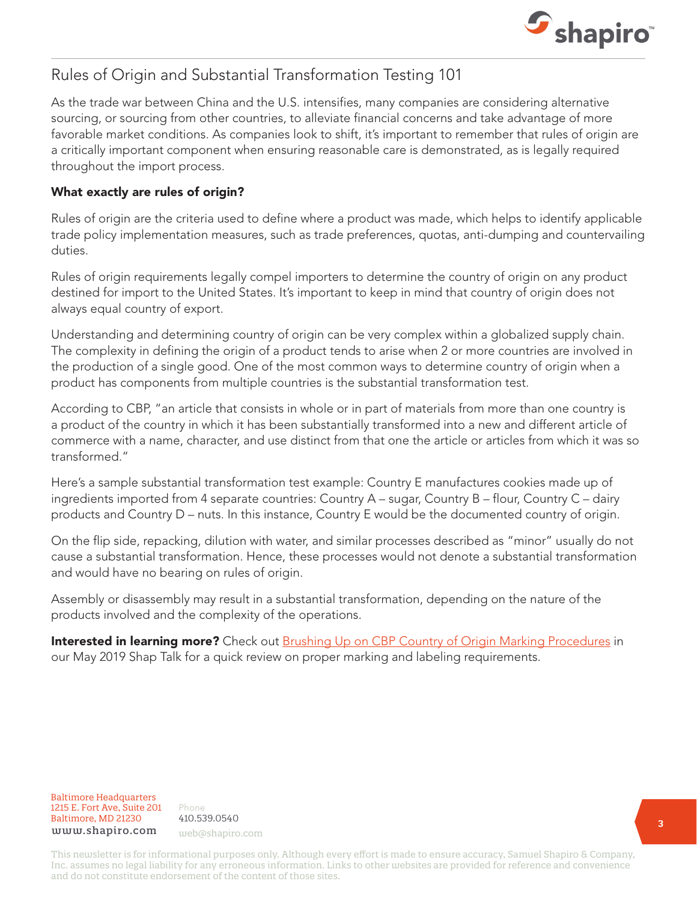# Rules of Origin and Substantial Transformation Testing 101

As the trade war between China and the U.S. intensifies, many companies are considering alternative sourcing, or sourcing from other countries, to alleviate financial concerns and take advantage of more favorable market conditions. As companies look to shift, it's important to remember that rules of origin are a critically important component when ensuring reasonable care is demonstrated, as is legally required throughout the import process.

**What exactly are rules of origin?**

Rules of origin are the criteria used to define where a product was made, which helps to identify applicable trade policy implementation measures, such as trade preferences, quotas, anti-dumping and countervailing duties.

Rules of origin requirements legally compel importers to determine the country of origin on any product destined for import to the United States. It's important to keep in mind that country of origin does not always equal country of export.

Understanding and determining country of origin can be very complex within a globalized supply chain. The complexity in defining the origin of a product tends to arise when 2 or more countries are involved in the production of a single good. One of the most common ways to determine country of origin when a product has components from multiple countries is the substantial transformation test.

According to CBP, "an article that consists in whole or in part of materials from more than one country is a product of the country in which it has been substantially transformed into a new and different article of commerce with a name, character, and use distinct from that one the article or articles from which it was so transformed."

Here's a sample substantial transformation test example: Country E manufactures cookies made up of ingredients imported from 4 separate countries: Country A – sugar, Country B – flour, Country C – dairy products and Country D – nuts. In this instance, Country E would be the documented country of origin.

On the flip side, repacking, dilution with water, and similar processes described as "minor" usually do not cause a substantial transformation. Hence, these processes would not denote a substantial transformation and would have no bearing on rules of origin.

Assembly or disassembly may result in a substantial transformation, depending on the nature of the products involved and the complexity of the operations.

**Interested in learning more?** Check out Brushing Up on CBP Country of Origin Marking Procedures in our May 2019 Shap Talk for a quick review on proper marking and labeling requirements.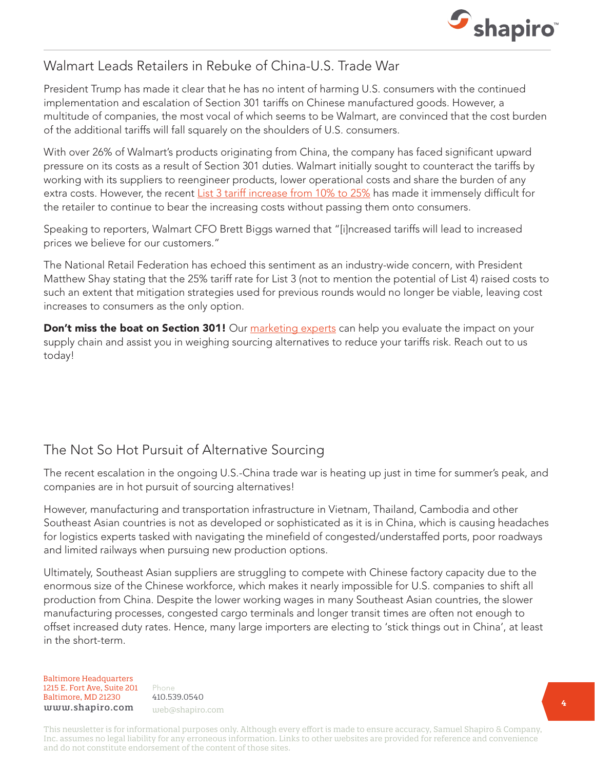## Walmart Leads Retailers in Rebuke of China-U.S. Trade War

President Trump has made it clear that he has no intent of harming U.S. consumers with the continued implementation and escalation of Section 301 tariffs on Chinese manufactured goods. However, a multitude of companies, the most vocal of which seems to be Walmart, are convinced that the cost burden of the additional tariffs will fall squarely on the shoulders of U.S. consumers.

With over 26% of Walmart's products originating from China, the company has faced significant upward pressure on its costs as a result of Section 301 duties. Walmart initially sought to counteract the tariffs by working with its suppliers to reengineer products, lower operational costs and share the burden of any extra costs. However, the recent List 3 tariff increase from 10% to 25% has made it immensely difficult for the retailer to continue to bear the increasing costs without passing them onto consumers.

Speaking to reporters, Walmart CFO Brett Biggs warned that "[i]ncreased tariffs will lead to increased prices we believe for our customers."

The National Retail Federation has echoed this sentiment as an industry-wide concern, with President Matthew Shay stating that the 25% tariff rate for List 3 (not to mention the potential of List 4) raised costs to such an extent that mitigation strategies used for previous rounds would no longer be viable, leaving cost increases to consumers as the only option.

**Don't miss the boat on Section 301!** Our marketing experts can help you evaluate the impact on your supply chain and assist you in weighing sourcing alternatives to reduce your tariffs risk. Reach out to us today!

## The Not So Hot Pursuit of Alternative Sourcing

The recent escalation in the ongoing U.S.-China trade war is heating up just in time for summer's peak, and companies are in hot pursuit of sourcing alternatives!

However, manufacturing and transportation infrastructure in Vietnam, Thailand, Cambodia and other Southeast Asian countries is not as developed or sophisticated as it is in China, which is causing headaches for logistics experts tasked with navigating the minefield of congested/understaffed ports, poor roadways and limited railways when pursuing new production options.

Ultimately, Southeast Asian suppliers are struggling to compete with Chinese factory capacity due to the enormous size of the Chinese workforce, which makes it nearly impossible for U.S. companies to shift all production from China. Despite the lower working wages in many Southeast Asian countries, the slower manufacturing processes, congested cargo terminals and longer transit times are often not enough to offset increased duty rates. Hence, many large importers are electing to 'stick things out in China', at least in the short-term.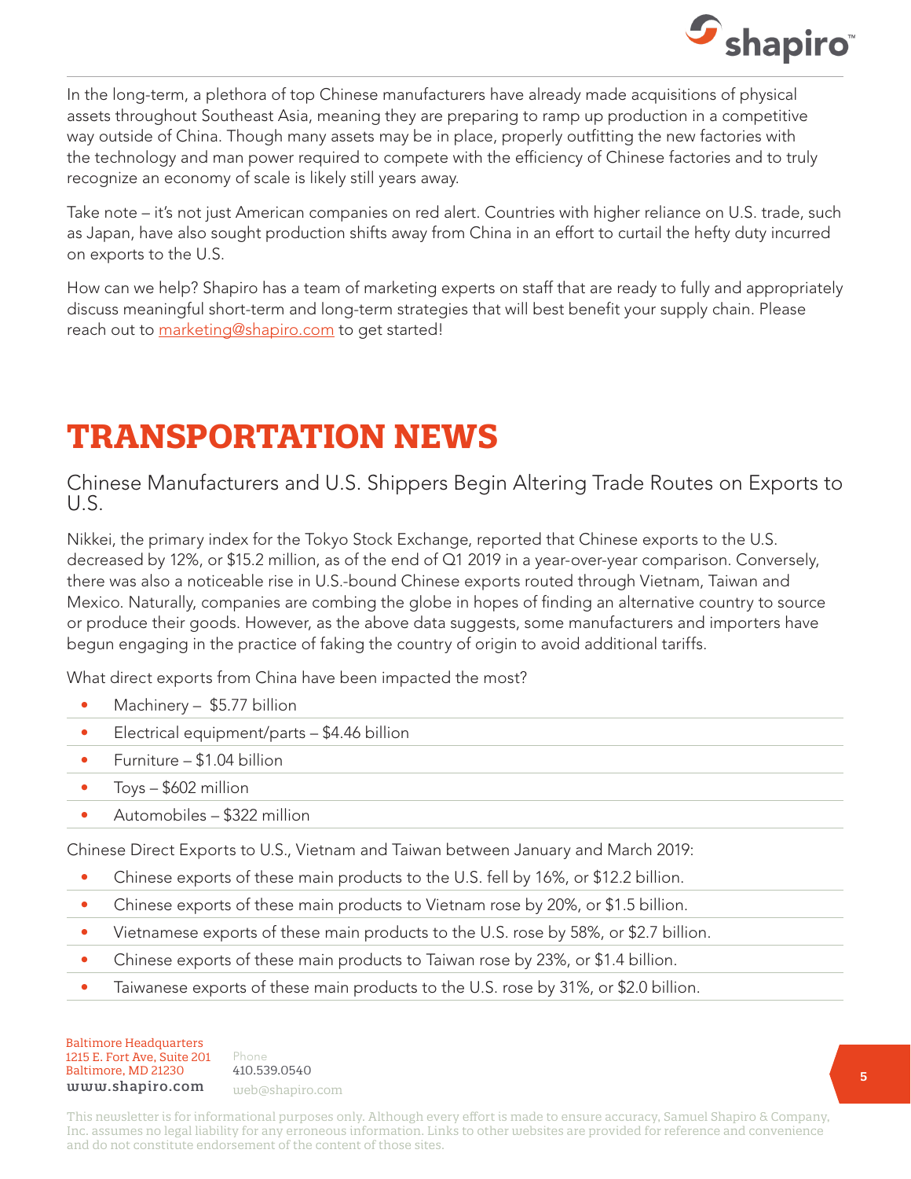In the long-term, a plethora of top Chinese manufacturers have already made acquisitions of physical assets throughout Southeast Asia, meaning they are preparing to ramp up production in a competitive way outside of China. Though many assets may be in place, properly outfitting the new factories with the technology and man power required to compete with the efficiency of Chinese factories and to truly recognize an economy of scale is likely still years away.

Take note – it's not just American companies on red alert. Countries with higher reliance on U.S. trade, such as Japan, have also sought production shifts away from China in an effort to curtail the hefty duty incurred on exports to the U.S.

How can we help? Shapiro has a team of marketing experts on staff that are ready to fully and appropriately discuss meaningful short-term and long-term strategies that will best benefit your supply chain. Please reach out to marketing@shapiro.com to get started!

# TRANSPORTATION NEWS

## Chinese Manufacturers and U.S. Shippers Begin Altering Trade Routes on Exports to U.S.

Nikkei, the primary index for the Tokyo Stock Exchange, reported that Chinese exports to the U.S. decreased by 12%, or $15.2 million, as of the end of Q1 2019 in a year-over-year comparison. Conversely, there was also a noticeable rise in U.S.-bound Chinese exports routed through Vietnam, Taiwan and Mexico. Naturally, companies are combing the globe in hopes of finding an alternative country to source or produce their goods. However, as the above data suggests, some manufacturers and importers have begun engaging in the practice of faking the country of origin to avoid additional tariffs.

What direct exports from China have been impacted the most?

- Machinery – $5.77 billion
- Electrical equipment/parts – $4.46 billion
- Furniture – $1.04 billion
- Toys – $602 million
- Automobiles – $322 million

Chinese Direct Exports to U.S., Vietnam and Taiwan between January and March 2019:

- Chinese exports of these main products to the U.S. fell by 16%, or $12.2 billion.
- Chinese exports of these main products to Vietnam rose by 20%, or $1.5 billion.
- Vietnamese exports of these main products to the U.S. rose by 58%, or $2.7 billion.
- Chinese exports of these main products to Taiwan rose by 23%, or $1.4 billion.
- Taiwanese exports of these main products to the U.S. rose by 31%, or $2.0 billion.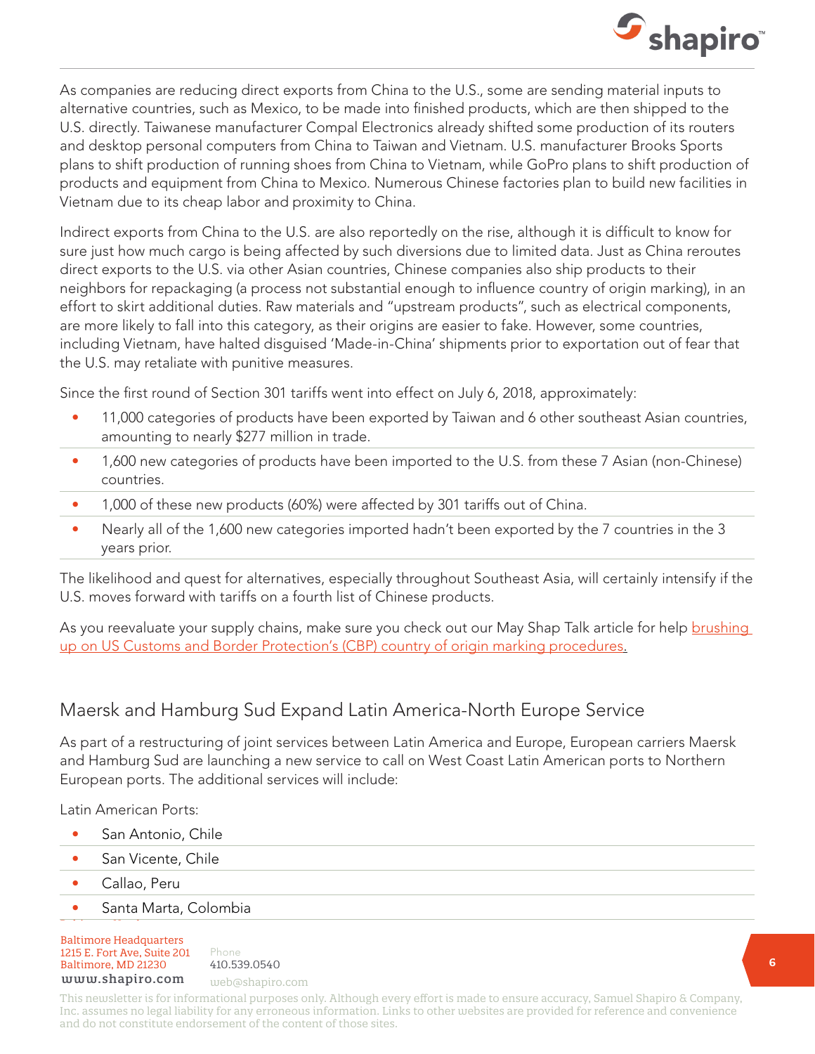As companies are reducing direct exports from China to the U.S., some are sending material inputs to alternative countries, such as Mexico, to be made into finished products, which are then shipped to the U.S. directly. Taiwanese manufacturer Compal Electronics already shifted some production of its routers and desktop personal computers from China to Taiwan and Vietnam. U.S. manufacturer Brooks Sports plans to shift production of running shoes from China to Vietnam, while GoPro plans to shift production of products and equipment from China to Mexico. Numerous Chinese factories plan to build new facilities in Vietnam due to its cheap labor and proximity to China.

Indirect exports from China to the U.S. are also reportedly on the rise, although it is difficult to know for sure just how much cargo is being affected by such diversions due to limited data. Just as China reroutes direct exports to the U.S. via other Asian countries, Chinese companies also ship products to their neighbors for repackaging (a process not substantial enough to influence country of origin marking), in an effort to skirt additional duties. Raw materials and "upstream products", such as electrical components, are more likely to fall into this category, as their origins are easier to fake. However, some countries, including Vietnam, have halted disguised 'Made-in-China' shipments prior to exportation out of fear that the U.S. may retaliate with punitive measures.

Since the first round of Section 301 tariffs went into effect on July 6, 2018, approximately:

- 11,000 categories of products have been exported by Taiwan and 6 other southeast Asian countries, amounting to nearly $277 million in trade.
- 1,600 new categories of products have been imported to the U.S. from these 7 Asian (non-Chinese) countries.
- 1,000 of these new products (60%) were affected by 301 tariffs out of China.
- Nearly all of the 1,600 new categories imported hadn't been exported by the 7 countries in the 3 years prior.

The likelihood and quest for alternatives, especially throughout Southeast Asia, will certainly intensify if the U.S. moves forward with tariffs on a fourth list of Chinese products.

As you reevaluate your supply chains, make sure you check out our May Shap Talk article for help brushing up on US Customs and Border Protection's (CBP) country of origin marking procedures.

## Maersk and Hamburg Sud Expand Latin America-North Europe Service

As part of a restructuring of joint services between Latin America and Europe, European carriers Maersk and Hamburg Sud are launching a new service to call on West Coast Latin American ports to Northern European ports. The additional services will include:

Latin American Ports:

- San Antonio, Chile
- San Vicente, Chile
- Callao, Peru
- Santa Marta, Colombia

Baltimore Headquarters
1215 E. Fort Ave, Suite 201
Baltimore, MD 21230
www.shapiro.com

Phone
410.539.0540
web@shapiro.com

This newsletter is for informational purposes only. Although every effort is made to ensure accuracy, Samuel Shapiro & Company, Inc. assumes no legal liability for any erroneous information. Links to other websites are provided for reference and convenience and do not constitute endorsement of the content of those sites.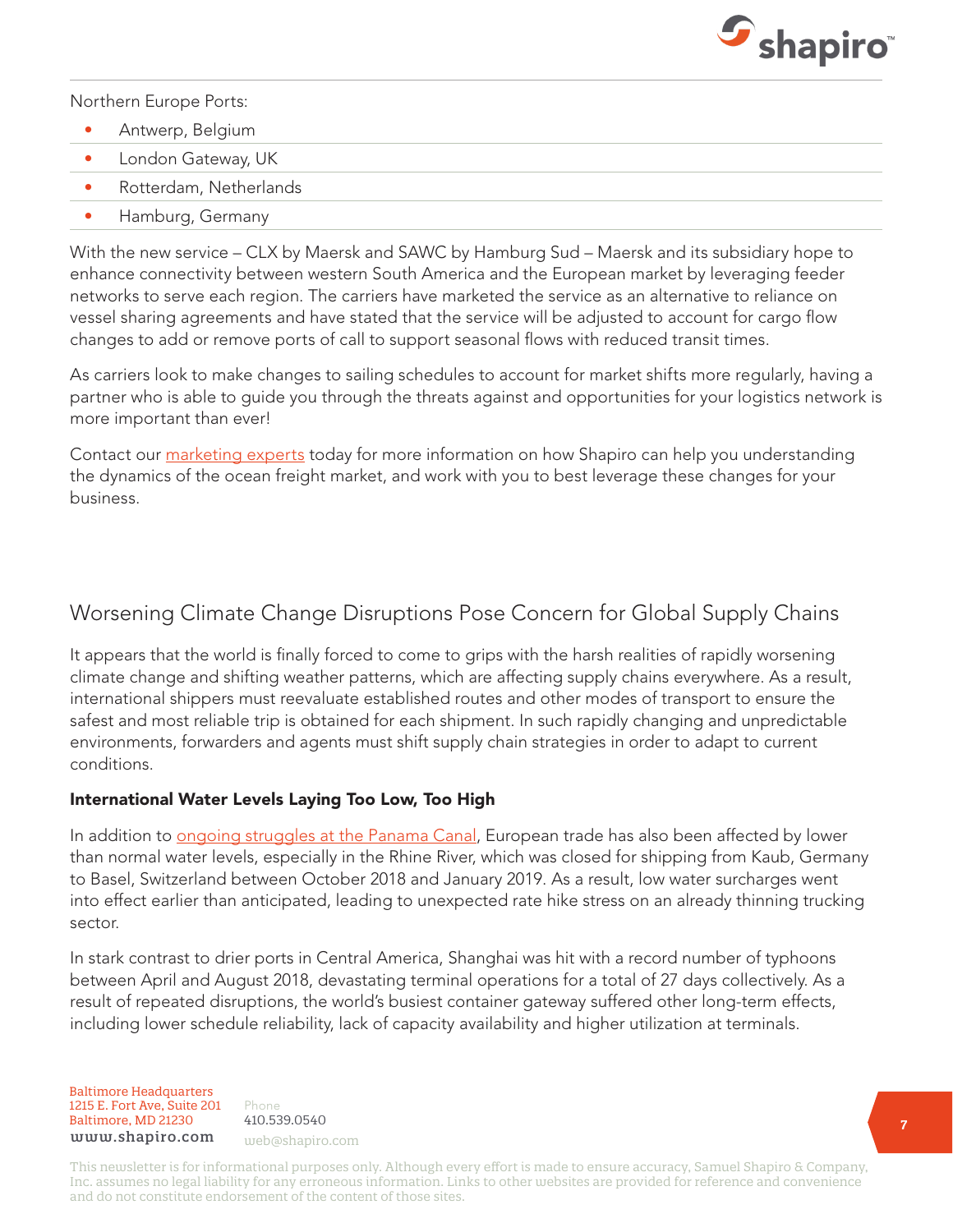Northern Europe Ports:

- Antwerp, Belgium
- London Gateway, UK
- Rotterdam, Netherlands
- Hamburg, Germany

With the new service – CLX by Maersk and SAWC by Hamburg Sud – Maersk and its subsidiary hope to enhance connectivity between western South America and the European market by leveraging feeder networks to serve each region. The carriers have marketed the service as an alternative to reliance on vessel sharing agreements and have stated that the service will be adjusted to account for cargo flow changes to add or remove ports of call to support seasonal flows with reduced transit times.

As carriers look to make changes to sailing schedules to account for market shifts more regularly, having a partner who is able to guide you through the threats against and opportunities for your logistics network is more important than ever!

Contact our marketing experts today for more information on how Shapiro can help you understanding the dynamics of the ocean freight market, and work with you to best leverage these changes for your business.

## Worsening Climate Change Disruptions Pose Concern for Global Supply Chains

It appears that the world is finally forced to come to grips with the harsh realities of rapidly worsening climate change and shifting weather patterns, which are affecting supply chains everywhere. As a result, international shippers must reevaluate established routes and other modes of transport to ensure the safest and most reliable trip is obtained for each shipment. In such rapidly changing and unpredictable environments, forwarders and agents must shift supply chain strategies in order to adapt to current conditions.

**International Water Levels Laying Too Low, Too High**

In addition to ongoing struggles at the Panama Canal, European trade has also been affected by lower than normal water levels, especially in the Rhine River, which was closed for shipping from Kaub, Germany to Basel, Switzerland between October 2018 and January 2019. As a result, low water surcharges went into effect earlier than anticipated, leading to unexpected rate hike stress on an already thinning trucking sector.

In stark contrast to drier ports in Central America, Shanghai was hit with a record number of typhoons between April and August 2018, devastating terminal operations for a total of 27 days collectively. As a result of repeated disruptions, the world's busiest container gateway suffered other long-term effects, including lower schedule reliability, lack of capacity availability and higher utilization at terminals.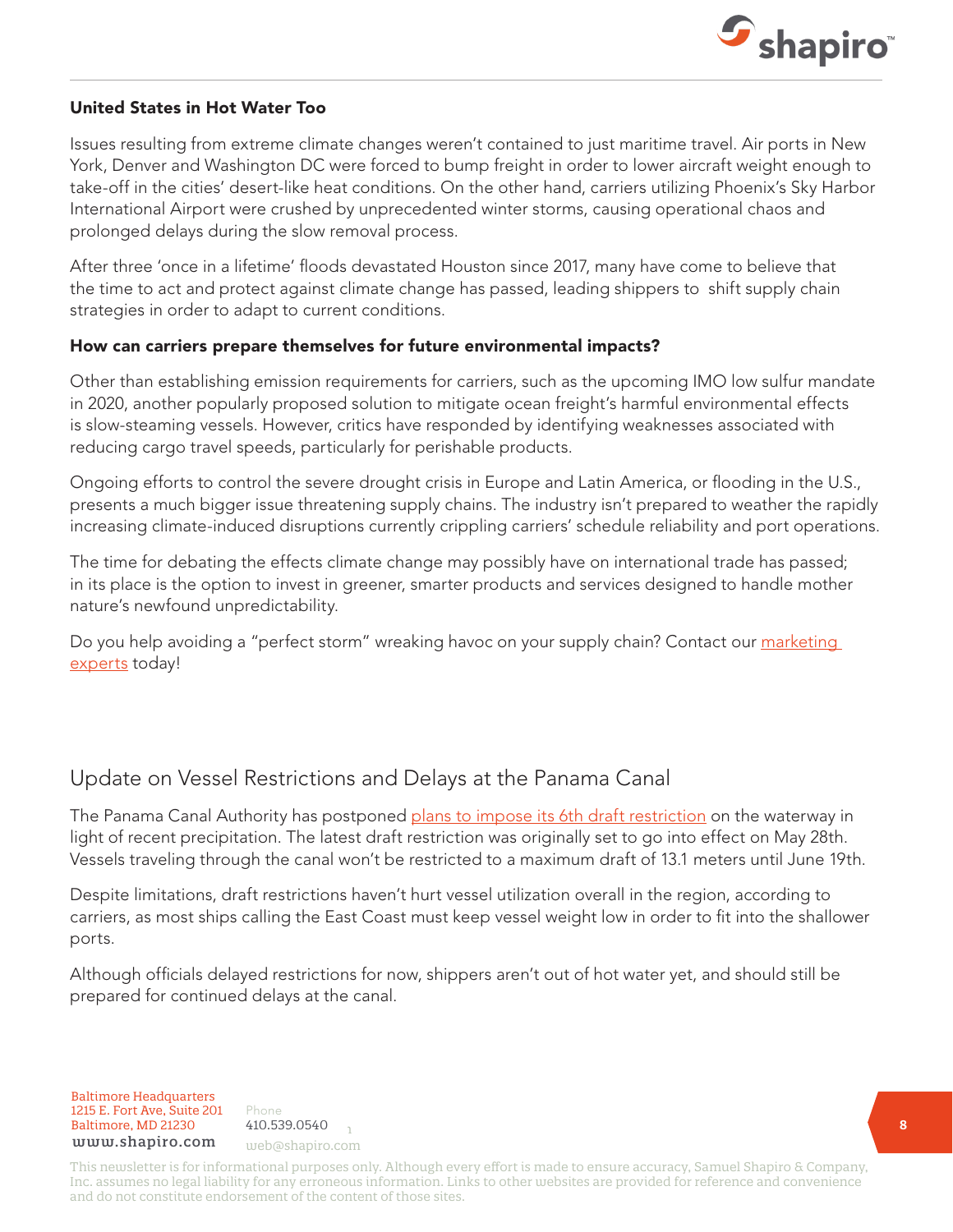### United States in Hot Water Too

Issues resulting from extreme climate changes weren't contained to just maritime travel. Air ports in New York, Denver and Washington DC were forced to bump freight in order to lower aircraft weight enough to take-off in the cities' desert-like heat conditions. On the other hand, carriers utilizing Phoenix's Sky Harbor International Airport were crushed by unprecedented winter storms, causing operational chaos and prolonged delays during the slow removal process.

After three 'once in a lifetime' floods devastated Houston since 2017, many have come to believe that the time to act and protect against climate change has passed, leading shippers to shift supply chain strategies in order to adapt to current conditions.

### How can carriers prepare themselves for future environmental impacts?

Other than establishing emission requirements for carriers, such as the upcoming IMO low sulfur mandate in 2020, another popularly proposed solution to mitigate ocean freight's harmful environmental effects is slow-steaming vessels. However, critics have responded by identifying weaknesses associated with reducing cargo travel speeds, particularly for perishable products.

Ongoing efforts to control the severe drought crisis in Europe and Latin America, or flooding in the U.S., presents a much bigger issue threatening supply chains. The industry isn't prepared to weather the rapidly increasing climate-induced disruptions currently crippling carriers' schedule reliability and port operations.

The time for debating the effects climate change may possibly have on international trade has passed; in its place is the option to invest in greener, smarter products and services designed to handle mother nature's newfound unpredictability.

Do you help avoiding a "perfect storm" wreaking havoc on your supply chain? Contact our marketing experts today!

## Update on Vessel Restrictions and Delays at the Panama Canal

The Panama Canal Authority has postponed plans to impose its 6th draft restriction on the waterway in light of recent precipitation. The latest draft restriction was originally set to go into effect on May 28th. Vessels traveling through the canal won't be restricted to a maximum draft of 13.1 meters until June 19th.

Despite limitations, draft restrictions haven't hurt vessel utilization overall in the region, according to carriers, as most ships calling the East Coast must keep vessel weight low in order to fit into the shallower ports.

Although officials delayed restrictions for now, shippers aren't out of hot water yet, and should still be prepared for continued delays at the canal.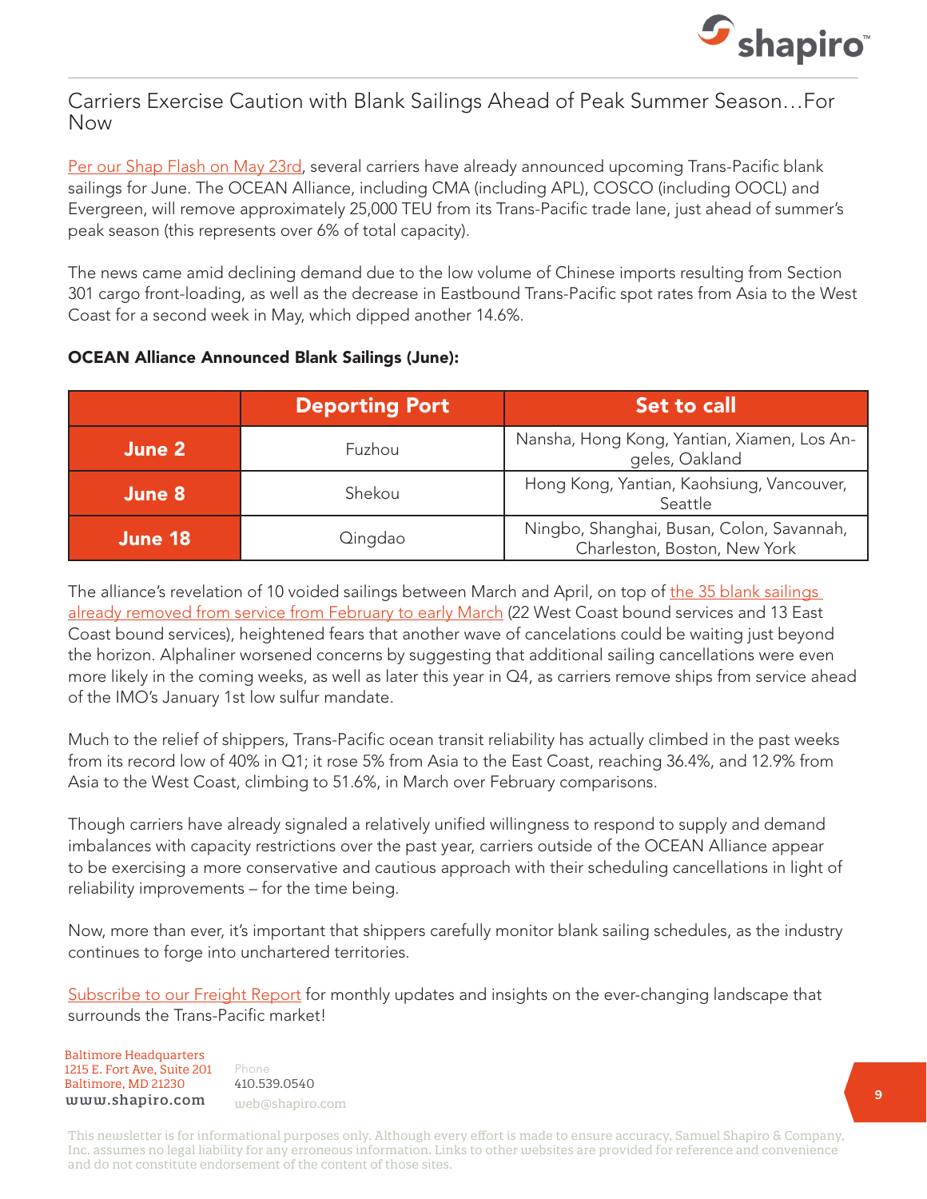## Carriers Exercise Caution with Blank Sailings Ahead of Peak Summer Season…For Now

Per our Shap Flash on May 23rd, several carriers have already announced upcoming Trans-Pacific blank sailings for June. The OCEAN Alliance, including CMA (including APL), COSCO (including OOCL) and Evergreen, will remove approximately 25,000 TEU from its Trans-Pacific trade lane, just ahead of summer's peak season (this represents over 6% of total capacity).

The news came amid declining demand due to the low volume of Chinese imports resulting from Section 301 cargo front-loading, as well as the decrease in Eastbound Trans-Pacific spot rates from Asia to the West Coast for a second week in May, which dipped another 14.6%.

**OCEAN Alliance Announced Blank Sailings (June):**

| | Deporting Port | Set to call |
|---|---|---|
| **June 2** | Fuzhou | Nansha, Hong Kong, Yantian, Xiamen, Los Angeles, Oakland |
| **June 8** | Shekou | Hong Kong, Yantian, Kaohsiung, Vancouver, Seattle |
| **June 18** | Qingdao | Ningbo, Shanghai, Busan, Colon, Savannah, Charleston, Boston, New York |

The alliance's revelation of 10 voided sailings between March and April, on top of the 35 blank sailings already removed from service from February to early March (22 West Coast bound services and 13 East Coast bound services), heightened fears that another wave of cancelations could be waiting just beyond the horizon. Alphaliner worsened concerns by suggesting that additional sailing cancellations were even more likely in the coming weeks, as well as later this year in Q4, as carriers remove ships from service ahead of the IMO's January 1st low sulfur mandate.

Much to the relief of shippers, Trans-Pacific ocean transit reliability has actually climbed in the past weeks from its record low of 40% in Q1; it rose 5% from Asia to the East Coast, reaching 36.4%, and 12.9% from Asia to the West Coast, climbing to 51.6%, in March over February comparisons.

Though carriers have already signaled a relatively unified willingness to respond to supply and demand imbalances with capacity restrictions over the past year, carriers outside of the OCEAN Alliance appear to be exercising a more conservative and cautious approach with their scheduling cancellations in light of reliability improvements – for the time being.

Now, more than ever, it's important that shippers carefully monitor blank sailing schedules, as the industry continues to forge into unchartered territories.

Subscribe to our Freight Report for monthly updates and insights on the ever-changing landscape that surrounds the Trans-Pacific market!

Baltimore Headquarters
1215 E. Fort Ave, Suite 201
Baltimore, MD 21230
www.shapiro.com

Phone
410.539.0540
web@shapiro.com

This newsletter is for informational purposes only. Although every effort is made to ensure accuracy, Samuel Shapiro & Company, Inc. assumes no legal liability for any erroneous information. Links to other websites are provided for reference and convenience and do not constitute endorsement of the content of those sites.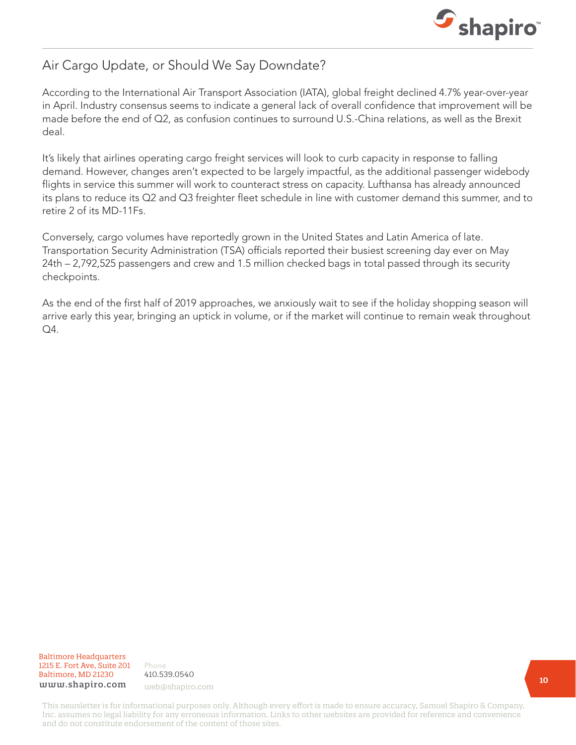## Air Cargo Update, or Should We Say Downdate?

According to the International Air Transport Association (IATA), global freight declined 4.7% year-over-year in April. Industry consensus seems to indicate a general lack of overall confidence that improvement will be made before the end of Q2, as confusion continues to surround U.S.-China relations, as well as the Brexit deal.

It's likely that airlines operating cargo freight services will look to curb capacity in response to falling demand. However, changes aren't expected to be largely impactful, as the additional passenger widebody flights in service this summer will work to counteract stress on capacity. Lufthansa has already announced its plans to reduce its Q2 and Q3 freighter fleet schedule in line with customer demand this summer, and to retire 2 of its MD-11Fs.

Conversely, cargo volumes have reportedly grown in the United States and Latin America of late. Transportation Security Administration (TSA) officials reported their busiest screening day ever on May 24th – 2,792,525 passengers and crew and 1.5 million checked bags in total passed through its security checkpoints.

As the end of the first half of 2019 approaches, we anxiously wait to see if the holiday shopping season will arrive early this year, bringing an uptick in volume, or if the market will continue to remain weak throughout Q4.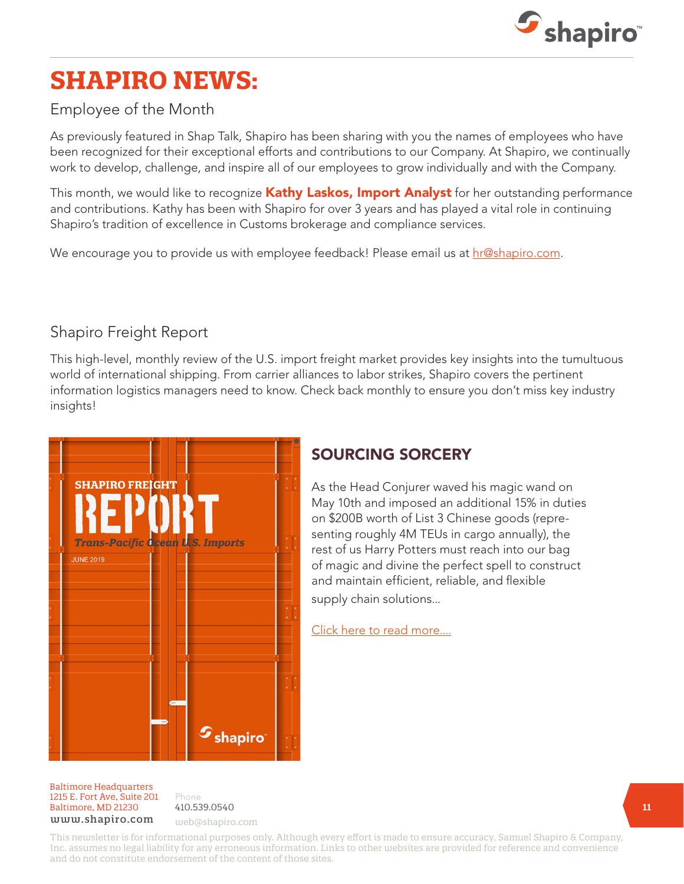# SHAPIRO NEWS:

## Employee of the Month

As previously featured in Shap Talk, Shapiro has been sharing with you the names of employees who have been recognized for their exceptional efforts and contributions to our Company. At Shapiro, we continually work to develop, challenge, and inspire all of our employees to grow individually and with the Company.

This month, we would like to recognize **Kathy Laskos, Import Analyst** for her outstanding performance and contributions. Kathy has been with Shapiro for over 3 years and has played a vital role in continuing Shapiro's tradition of excellence in Customs brokerage and compliance services.

We encourage you to provide us with employee feedback! Please email us at hr@shapiro.com.

## Shapiro Freight Report

This high-level, monthly review of the U.S. import freight market provides key insights into the tumultuous world of international shipping. From carrier alliances to labor strikes, Shapiro covers the pertinent information logistics managers need to know. Check back monthly to ensure you don't miss key industry insights!

SHAPIRO FREIGHT

REPORT

*Trans-Pacific Ocean U.S. Imports*

JUNE 2019

shapiro™

### SOURCING SORCERY

As the Head Conjurer waved his magic wand on May 10th and imposed an additional 15% in duties on $200B worth of List 3 Chinese goods (representing roughly 4M TEUs in cargo annually), the rest of us Harry Potters must reach into our bag of magic and divine the perfect spell to construct and maintain efficient, reliable, and flexible supply chain solutions...

Click here to read more....

Baltimore Headquarters
1215 E. Fort Ave, Suite 201
Baltimore, MD 21230
www.shapiro.com

Phone
410.539.0540
web@shapiro.com

This newsletter is for informational purposes only. Although every effort is made to ensure accuracy, Samuel Shapiro & Company, Inc. assumes no legal liability for any erroneous information. Links to other websites are provided for reference and convenience and do not constitute endorsement of the content of those sites.